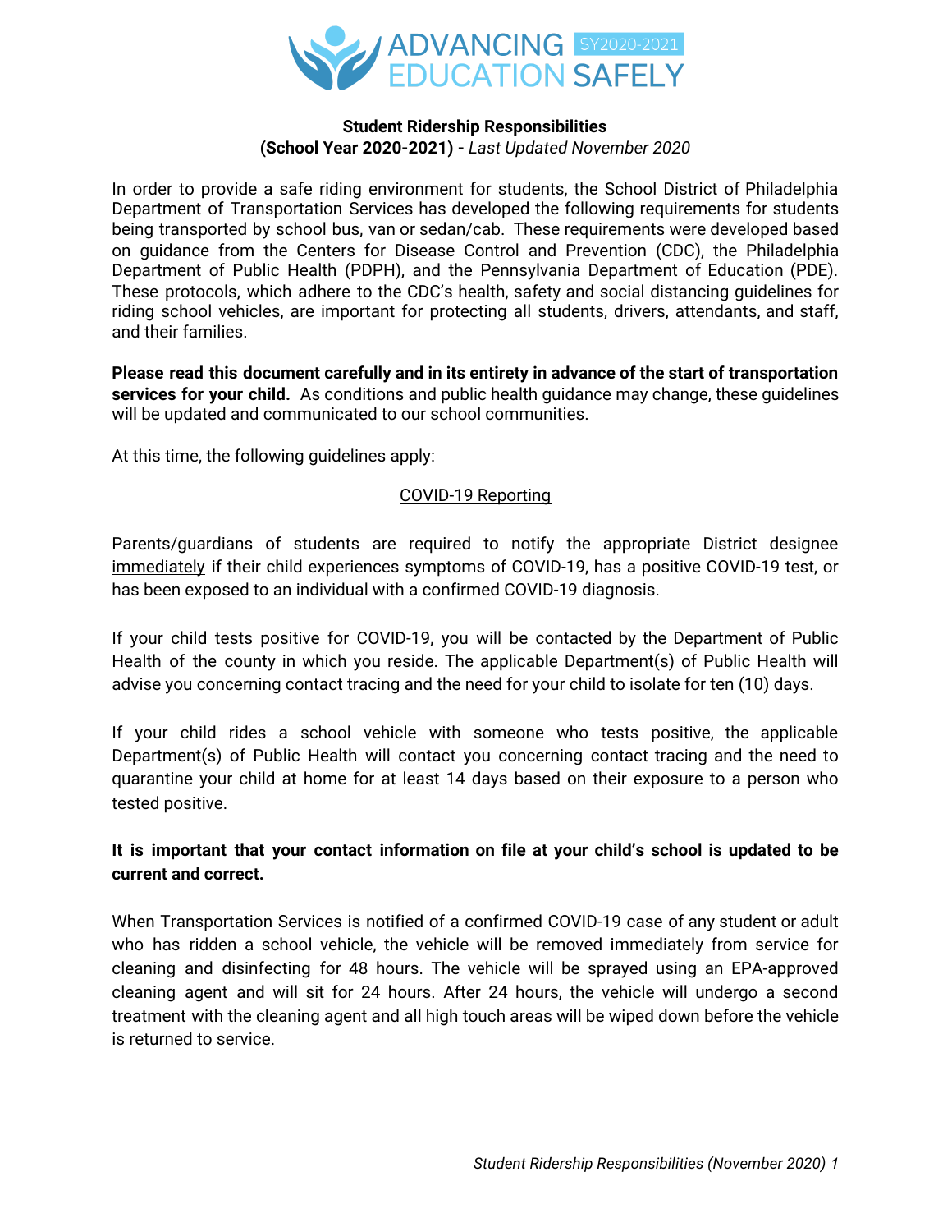**Student Ridership Responsibilities**
**(School Year 2020-2021) -** *Last Updated November 2020*

In order to provide a safe riding environment for students, the School District of Philadelphia Department of Transportation Services has developed the following requirements for students being transported by school bus, van or sedan/cab. These requirements were developed based on guidance from the Centers for Disease Control and Prevention (CDC), the Philadelphia Department of Public Health (PDPH), and the Pennsylvania Department of Education (PDE). These protocols, which adhere to the CDC's health, safety and social distancing guidelines for riding school vehicles, are important for protecting all students, drivers, attendants, and staff, and their families.

**Please read this document carefully and in its entirety in advance of the start of transportation services for your child.** As conditions and public health guidance may change, these guidelines will be updated and communicated to our school communities.

At this time, the following guidelines apply:

## COVID-19 Reporting

Parents/guardians of students are required to notify the appropriate District designee immediately if their child experiences symptoms of COVID-19, has a positive COVID-19 test, or has been exposed to an individual with a confirmed COVID-19 diagnosis.

If your child tests positive for COVID-19, you will be contacted by the Department of Public Health of the county in which you reside. The applicable Department(s) of Public Health will advise you concerning contact tracing and the need for your child to isolate for ten (10) days.

If your child rides a school vehicle with someone who tests positive, the applicable Department(s) of Public Health will contact you concerning contact tracing and the need to quarantine your child at home for at least 14 days based on their exposure to a person who tested positive.

**It is important that your contact information on file at your child's school is updated to be current and correct.**

When Transportation Services is notified of a confirmed COVID-19 case of any student or adult who has ridden a school vehicle, the vehicle will be removed immediately from service for cleaning and disinfecting for 48 hours. The vehicle will be sprayed using an EPA-approved cleaning agent and will sit for 24 hours. After 24 hours, the vehicle will undergo a second treatment with the cleaning agent and all high touch areas will be wiped down before the vehicle is returned to service.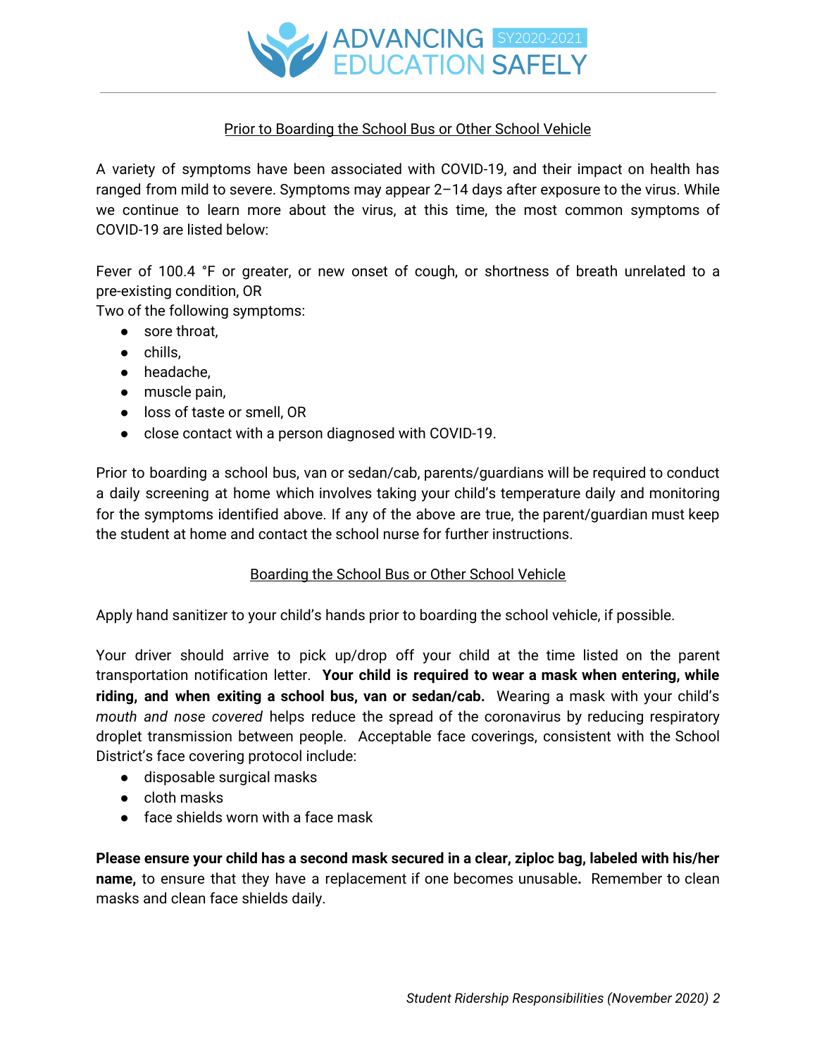## Prior to Boarding the School Bus or Other School Vehicle

A variety of symptoms have been associated with COVID-19, and their impact on health has ranged from mild to severe. Symptoms may appear 2–14 days after exposure to the virus. While we continue to learn more about the virus, at this time, the most common symptoms of COVID-19 are listed below:

Fever of 100.4 °F or greater, or new onset of cough, or shortness of breath unrelated to a pre-existing condition, OR
Two of the following symptoms:

- sore throat,
- chills,
- headache,
- muscle pain,
- loss of taste or smell, OR
- close contact with a person diagnosed with COVID-19.

Prior to boarding a school bus, van or sedan/cab, parents/guardians will be required to conduct a daily screening at home which involves taking your child's temperature daily and monitoring for the symptoms identified above. If any of the above are true, the parent/guardian must keep the student at home and contact the school nurse for further instructions.

## Boarding the School Bus or Other School Vehicle

Apply hand sanitizer to your child's hands prior to boarding the school vehicle, if possible.

Your driver should arrive to pick up/drop off your child at the time listed on the parent transportation notification letter. **Your child is required to wear a mask when entering, while riding, and when exiting a school bus, van or sedan/cab.** Wearing a mask with your child's *mouth and nose covered* helps reduce the spread of the coronavirus by reducing respiratory droplet transmission between people. Acceptable face coverings, consistent with the School District's face covering protocol include:

- disposable surgical masks
- cloth masks
- face shields worn with a face mask

**Please ensure your child has a second mask secured in a clear, ziploc bag, labeled with his/her name,** to ensure that they have a replacement if one becomes unusable**.** Remember to clean masks and clean face shields daily.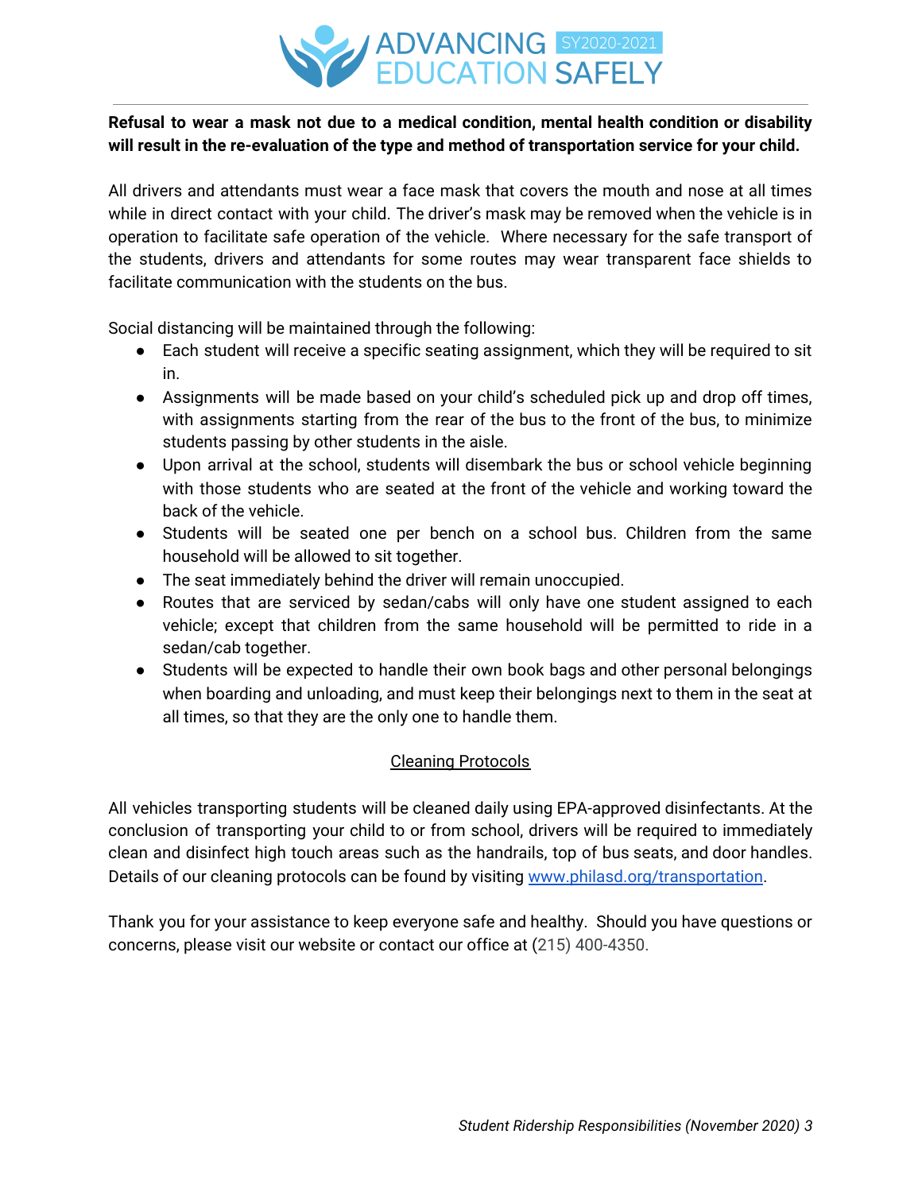**Refusal to wear a mask not due to a medical condition, mental health condition or disability will result in the re-evaluation of the type and method of transportation service for your child.**

All drivers and attendants must wear a face mask that covers the mouth and nose at all times while in direct contact with your child. The driver's mask may be removed when the vehicle is in operation to facilitate safe operation of the vehicle. Where necessary for the safe transport of the students, drivers and attendants for some routes may wear transparent face shields to facilitate communication with the students on the bus.

Social distancing will be maintained through the following:

- Each student will receive a specific seating assignment, which they will be required to sit in.
- Assignments will be made based on your child's scheduled pick up and drop off times, with assignments starting from the rear of the bus to the front of the bus, to minimize students passing by other students in the aisle.
- Upon arrival at the school, students will disembark the bus or school vehicle beginning with those students who are seated at the front of the vehicle and working toward the back of the vehicle.
- Students will be seated one per bench on a school bus. Children from the same household will be allowed to sit together.
- The seat immediately behind the driver will remain unoccupied.
- Routes that are serviced by sedan/cabs will only have one student assigned to each vehicle; except that children from the same household will be permitted to ride in a sedan/cab together.
- Students will be expected to handle their own book bags and other personal belongings when boarding and unloading, and must keep their belongings next to them in the seat at all times, so that they are the only one to handle them.

## Cleaning Protocols

All vehicles transporting students will be cleaned daily using EPA-approved disinfectants. At the conclusion of transporting your child to or from school, drivers will be required to immediately clean and disinfect high touch areas such as the handrails, top of bus seats, and door handles. Details of our cleaning protocols can be found by visiting [www.philasd.org/transportation](www.philasd.org/transportation).

Thank you for your assistance to keep everyone safe and healthy. Should you have questions or concerns, please visit our website or contact our office at (215) 400-4350.